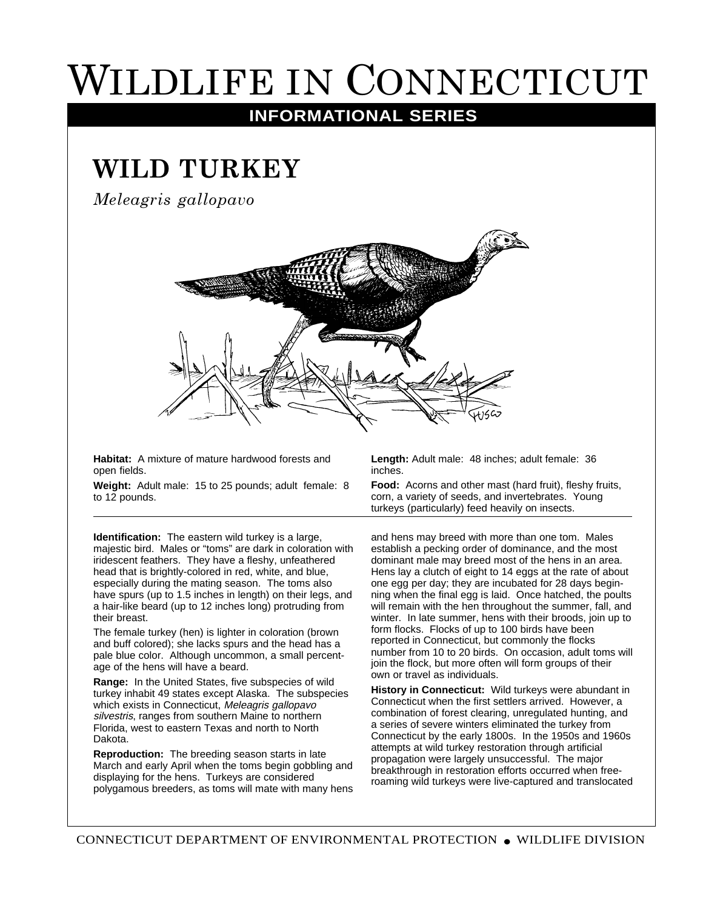# Wildlife in Connecticut

**INFORMATIONAL SERIES**

## WILD TURKEY

*Meleagris gallopavo*

**Habitat:** A mixture of mature hardwood forests and open fields.

**Weight:** Adult male: 15 to 25 pounds; adult female: 8 to 12 pounds.

**Length:** Adult male: 48 inches; adult female: 36 inches.

**Food:** Acorns and other mast (hard fruit), fleshy fruits, corn, a variety of seeds, and invertebrates. Young turkeys (particularly) feed heavily on insects.

---

**Identification:** The eastern wild turkey is a large, majestic bird. Males or "toms" are dark in coloration with iridescent feathers. They have a fleshy, unfeathered head that is brightly-colored in red, white, and blue, especially during the mating season. The toms also have spurs (up to 1.5 inches in length) on their legs, and a hair-like beard (up to 12 inches long) protruding from their breast.

The female turkey (hen) is lighter in coloration (brown and buff colored); she lacks spurs and the head has a pale blue color. Although uncommon, a small percentage of the hens will have a beard.

**Range:** In the United States, five subspecies of wild turkey inhabit 49 states except Alaska. The subspecies which exists in Connecticut, *Meleagris gallopavo silvestris*, ranges from southern Maine to northern Florida, west to eastern Texas and north to North Dakota.

**Reproduction:** The breeding season starts in late March and early April when the toms begin gobbling and displaying for the hens. Turkeys are considered polygamous breeders, as toms will mate with many hens and hens may breed with more than one tom. Males establish a pecking order of dominance, and the most dominant male may breed most of the hens in an area. Hens lay a clutch of eight to 14 eggs at the rate of about one egg per day; they are incubated for 28 days beginning when the final egg is laid. Once hatched, the poults will remain with the hen throughout the summer, fall, and winter. In late summer, hens with their broods, join up to form flocks. Flocks of up to 100 birds have been reported in Connecticut, but commonly the flocks number from 10 to 20 birds. On occasion, adult toms will join the flock, but more often will form groups of their own or travel as individuals.

**History in Connecticut:** Wild turkeys were abundant in Connecticut when the first settlers arrived. However, a combination of forest clearing, unregulated hunting, and a series of severe winters eliminated the turkey from Connecticut by the early 1800s. In the 1950s and 1960s attempts at wild turkey restoration through artificial propagation were largely unsuccessful. The major breakthrough in restoration efforts occurred when free-roaming wild turkeys were live-captured and translocated

CONNECTICUT DEPARTMENT OF ENVIRONMENTAL PROTECTION • WILDLIFE DIVISION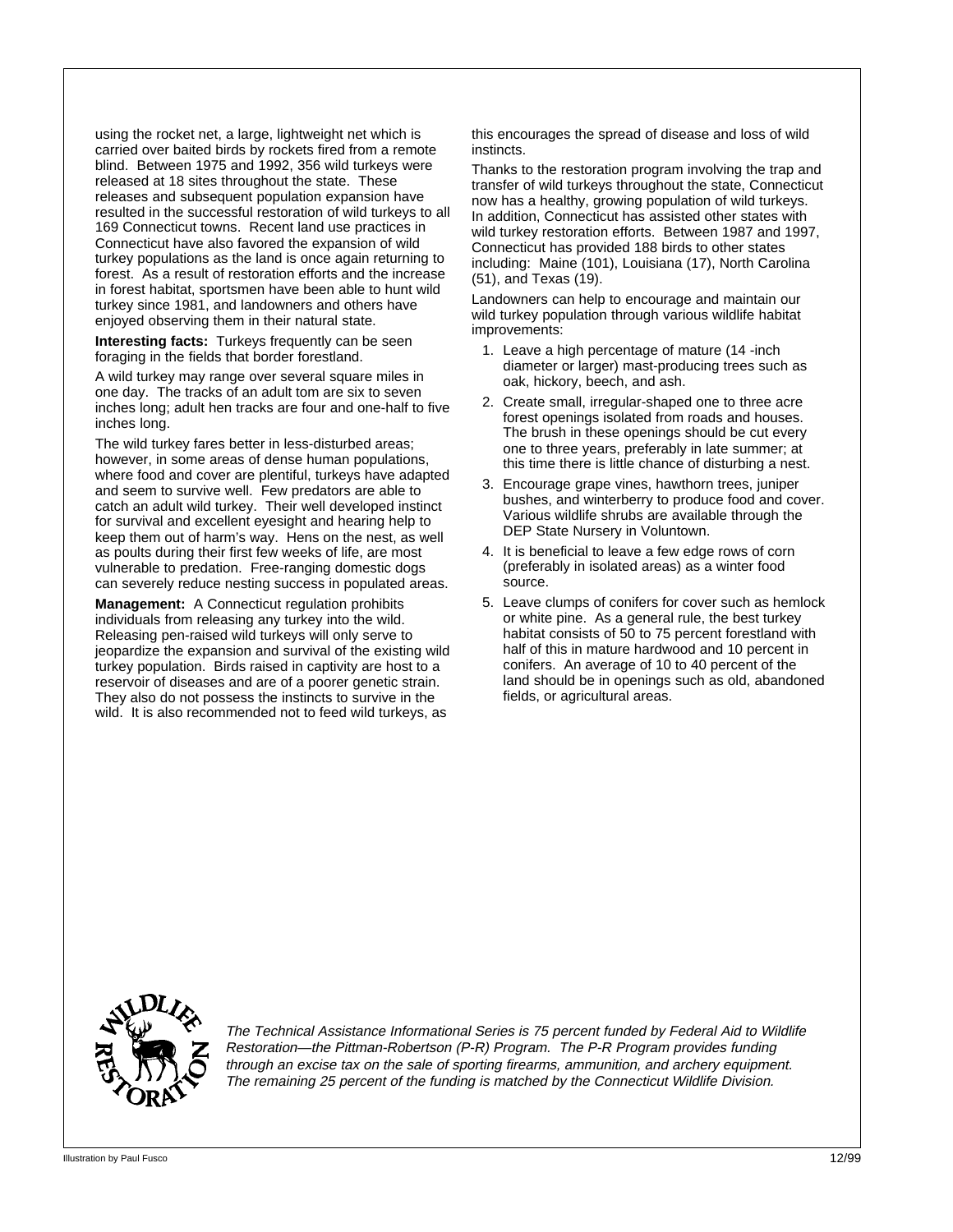using the rocket net, a large, lightweight net which is carried over baited birds by rockets fired from a remote blind. Between 1975 and 1992, 356 wild turkeys were released at 18 sites throughout the state. These releases and subsequent population expansion have resulted in the successful restoration of wild turkeys to all 169 Connecticut towns. Recent land use practices in Connecticut have also favored the expansion of wild turkey populations as the land is once again returning to forest. As a result of restoration efforts and the increase in forest habitat, sportsmen have been able to hunt wild turkey since 1981, and landowners and others have enjoyed observing them in their natural state.

**Interesting facts:** Turkeys frequently can be seen foraging in the fields that border forestland.

A wild turkey may range over several square miles in one day. The tracks of an adult tom are six to seven inches long; adult hen tracks are four and one-half to five inches long.

The wild turkey fares better in less-disturbed areas; however, in some areas of dense human populations, where food and cover are plentiful, turkeys have adapted and seem to survive well. Few predators are able to catch an adult wild turkey. Their well developed instinct for survival and excellent eyesight and hearing help to keep them out of harm's way. Hens on the nest, as well as poults during their first few weeks of life, are most vulnerable to predation. Free-ranging domestic dogs can severely reduce nesting success in populated areas.

**Management:** A Connecticut regulation prohibits individuals from releasing any turkey into the wild. Releasing pen-raised wild turkeys will only serve to jeopardize the expansion and survival of the existing wild turkey population. Birds raised in captivity are host to a reservoir of diseases and are of a poorer genetic strain. They also do not possess the instincts to survive in the wild. It is also recommended not to feed wild turkeys, as this encourages the spread of disease and loss of wild instincts.

Thanks to the restoration program involving the trap and transfer of wild turkeys throughout the state, Connecticut now has a healthy, growing population of wild turkeys. In addition, Connecticut has assisted other states with wild turkey restoration efforts. Between 1987 and 1997, Connecticut has provided 188 birds to other states including: Maine (101), Louisiana (17), North Carolina (51), and Texas (19).

Landowners can help to encourage and maintain our wild turkey population through various wildlife habitat improvements:

1. Leave a high percentage of mature (14 -inch diameter or larger) mast-producing trees such as oak, hickory, beech, and ash.
2. Create small, irregular-shaped one to three acre forest openings isolated from roads and houses. The brush in these openings should be cut every one to three years, preferably in late summer; at this time there is little chance of disturbing a nest.
3. Encourage grape vines, hawthorn trees, juniper bushes, and winterberry to produce food and cover. Various wildlife shrubs are available through the DEP State Nursery in Voluntown.
4. It is beneficial to leave a few edge rows of corn (preferably in isolated areas) as a winter food source.
5. Leave clumps of conifers for cover such as hemlock or white pine. As a general rule, the best turkey habitat consists of 50 to 75 percent forestland with half of this in mature hardwood and 10 percent in conifers. An average of 10 to 40 percent of the land should be in openings such as old, abandoned fields, or agricultural areas.

WILDLIFE RESTORATION

*The Technical Assistance Informational Series is 75 percent funded by Federal Aid to Wildlife Restoration—the Pittman-Robertson (P-R) Program. The P-R Program provides funding through an excise tax on the sale of sporting firearms, ammunition, and archery equipment. The remaining 25 percent of the funding is matched by the Connecticut Wildlife Division.*

Illustration by Paul Fusco

12/99